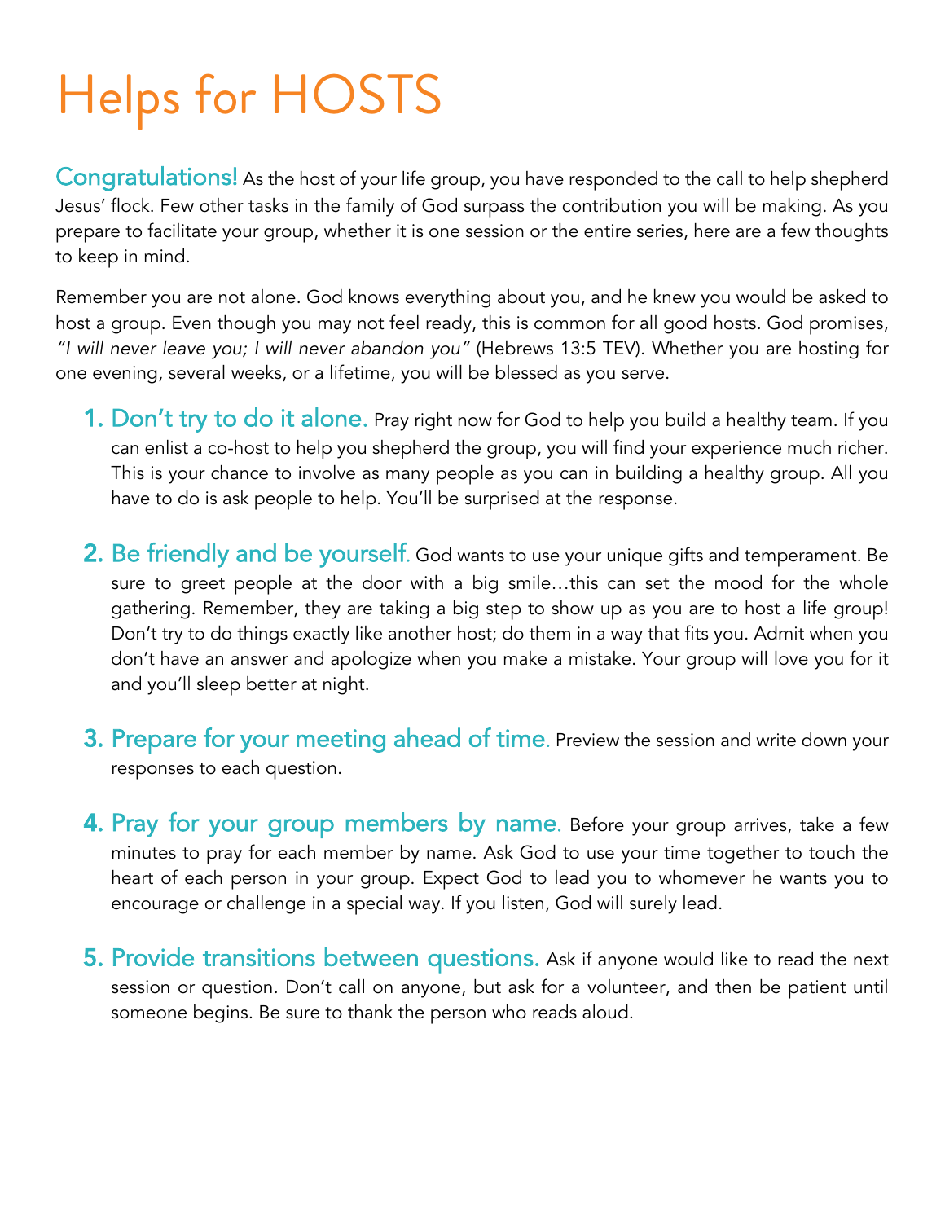# Helps for HOSTS

**Congratulations!** As the host of your life group, you have responded to the call to help shepherd Jesus' flock. Few other tasks in the family of God surpass the contribution you will be making. As you prepare to facilitate your group, whether it is one session or the entire series, here are a few thoughts to keep in mind.

Remember you are not alone. God knows everything about you, and he knew you would be asked to host a group. Even though you may not feel ready, this is common for all good hosts. God promises, *"I will never leave you; I will never abandon you"* (Hebrews 13:5 TEV). Whether you are hosting for one evening, several weeks, or a lifetime, you will be blessed as you serve.

1. **Don't try to do it alone.** Pray right now for God to help you build a healthy team. If you can enlist a co-host to help you shepherd the group, you will find your experience much richer. This is your chance to involve as many people as you can in building a healthy group. All you have to do is ask people to help. You'll be surprised at the response.

2. **Be friendly and be yourself.** God wants to use your unique gifts and temperament. Be sure to greet people at the door with a big smile…this can set the mood for the whole gathering. Remember, they are taking a big step to show up as you are to host a life group! Don't try to do things exactly like another host; do them in a way that fits you. Admit when you don't have an answer and apologize when you make a mistake. Your group will love you for it and you'll sleep better at night.

3. **Prepare for your meeting ahead of time.** Preview the session and write down your responses to each question.

4. **Pray for your group members by name.** Before your group arrives, take a few minutes to pray for each member by name. Ask God to use your time together to touch the heart of each person in your group. Expect God to lead you to whomever he wants you to encourage or challenge in a special way. If you listen, God will surely lead.

5. **Provide transitions between questions.** Ask if anyone would like to read the next session or question. Don't call on anyone, but ask for a volunteer, and then be patient until someone begins. Be sure to thank the person who reads aloud.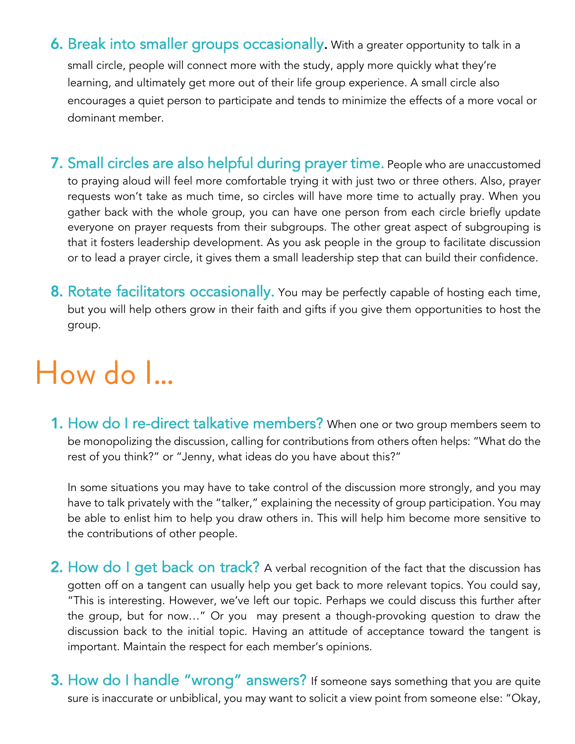6. **Break into smaller groups occasionally.** With a greater opportunity to talk in a small circle, people will connect more with the study, apply more quickly what they're learning, and ultimately get more out of their life group experience. A small circle also encourages a quiet person to participate and tends to minimize the effects of a more vocal or dominant member.

7. **Small circles are also helpful during prayer time.** People who are unaccustomed to praying aloud will feel more comfortable trying it with just two or three others. Also, prayer requests won't take as much time, so circles will have more time to actually pray. When you gather back with the whole group, you can have one person from each circle briefly update everyone on prayer requests from their subgroups. The other great aspect of subgrouping is that it fosters leadership development. As you ask people in the group to facilitate discussion or to lead a prayer circle, it gives them a small leadership step that can build their confidence.

8. **Rotate facilitators occasionally.** You may be perfectly capable of hosting each time, but you will help others grow in their faith and gifts if you give them opportunities to host the group.

# How do I...

1. **How do I re-direct talkative members?** When one or two group members seem to be monopolizing the discussion, calling for contributions from others often helps: "What do the rest of you think?" or "Jenny, what ideas do you have about this?"

   In some situations you may have to take control of the discussion more strongly, and you may have to talk privately with the "talker," explaining the necessity of group participation. You may be able to enlist him to help you draw others in. This will help him become more sensitive to the contributions of other people.

2. **How do I get back on track?** A verbal recognition of the fact that the discussion has gotten off on a tangent can usually help you get back to more relevant topics. You could say, "This is interesting. However, we've left our topic. Perhaps we could discuss this further after the group, but for now..." Or you may present a though-provoking question to draw the discussion back to the initial topic. Having an attitude of acceptance toward the tangent is important. Maintain the respect for each member's opinions.

3. **How do I handle "wrong" answers?** If someone says something that you are quite sure is inaccurate or unbiblical, you may want to solicit a view point from someone else: "Okay,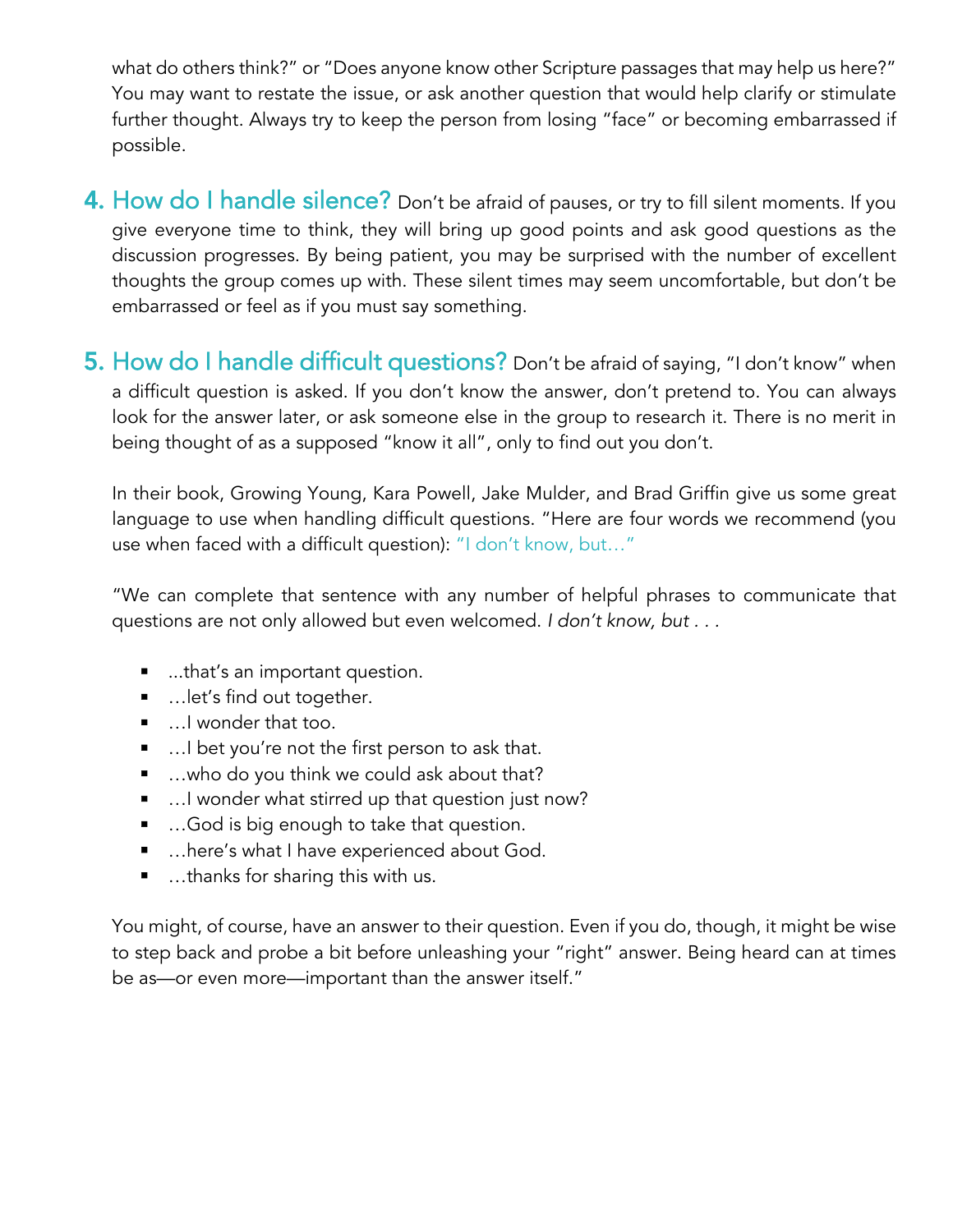what do others think?" or "Does anyone know other Scripture passages that may help us here?" You may want to restate the issue, or ask another question that would help clarify or stimulate further thought. Always try to keep the person from losing "face" or becoming embarrassed if possible.

4. **How do I handle silence?** Don't be afraid of pauses, or try to fill silent moments. If you give everyone time to think, they will bring up good points and ask good questions as the discussion progresses. By being patient, you may be surprised with the number of excellent thoughts the group comes up with. These silent times may seem uncomfortable, but don't be embarrassed or feel as if you must say something.

5. **How do I handle difficult questions?** Don't be afraid of saying, "I don't know" when a difficult question is asked. If you don't know the answer, don't pretend to. You can always look for the answer later, or ask someone else in the group to research it. There is no merit in being thought of as a supposed "know it all", only to find out you don't.

   In their book, Growing Young, Kara Powell, Jake Mulder, and Brad Griffin give us some great language to use when handling difficult questions. "Here are four words we recommend (you use when faced with a difficult question): "I don't know, but…"

   "We can complete that sentence with any number of helpful phrases to communicate that questions are not only allowed but even welcomed. *I don't know, but . . .*

   - ...that's an important question.
   - …let's find out together.
   - …I wonder that too.
   - …I bet you're not the first person to ask that.
   - …who do you think we could ask about that?
   - …I wonder what stirred up that question just now?
   - …God is big enough to take that question.
   - …here's what I have experienced about God.
   - …thanks for sharing this with us.

   You might, of course, have an answer to their question. Even if you do, though, it might be wise to step back and probe a bit before unleashing your "right" answer. Being heard can at times be as—or even more—important than the answer itself."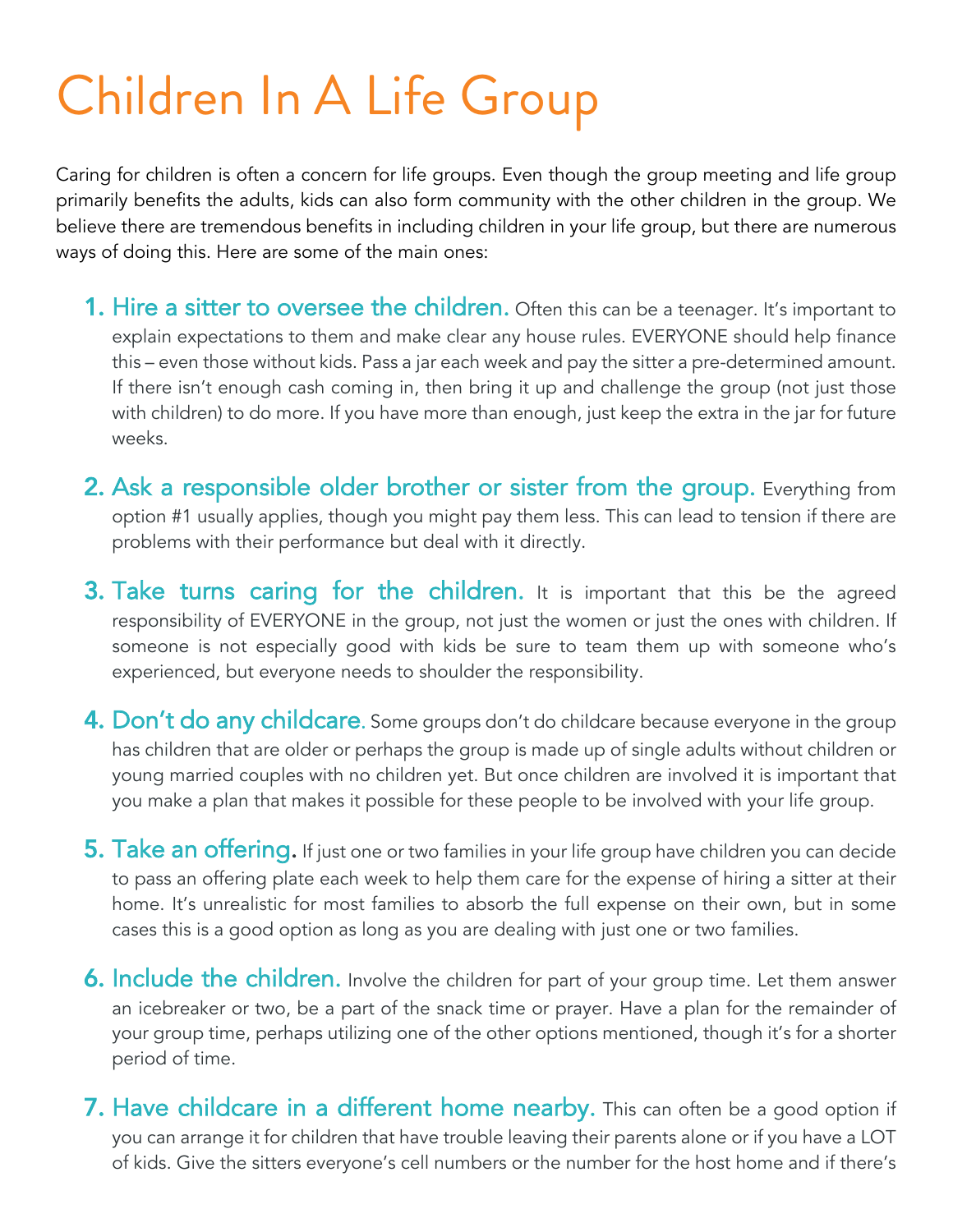# Children In A Life Group

Caring for children is often a concern for life groups. Even though the group meeting and life group primarily benefits the adults, kids can also form community with the other children in the group. We believe there are tremendous benefits in including children in your life group, but there are numerous ways of doing this. Here are some of the main ones:

1. **Hire a sitter to oversee the children.** Often this can be a teenager. It's important to explain expectations to them and make clear any house rules. EVERYONE should help finance this – even those without kids. Pass a jar each week and pay the sitter a pre-determined amount. If there isn't enough cash coming in, then bring it up and challenge the group (not just those with children) to do more. If you have more than enough, just keep the extra in the jar for future weeks.

2. **Ask a responsible older brother or sister from the group.** Everything from option #1 usually applies, though you might pay them less. This can lead to tension if there are problems with their performance but deal with it directly.

3. **Take turns caring for the children.** It is important that this be the agreed responsibility of EVERYONE in the group, not just the women or just the ones with children. If someone is not especially good with kids be sure to team them up with someone who's experienced, but everyone needs to shoulder the responsibility.

4. **Don't do any childcare.** Some groups don't do childcare because everyone in the group has children that are older or perhaps the group is made up of single adults without children or young married couples with no children yet. But once children are involved it is important that you make a plan that makes it possible for these people to be involved with your life group.

5. **Take an offering.** If just one or two families in your life group have children you can decide to pass an offering plate each week to help them care for the expense of hiring a sitter at their home. It's unrealistic for most families to absorb the full expense on their own, but in some cases this is a good option as long as you are dealing with just one or two families.

6. **Include the children.** Involve the children for part of your group time. Let them answer an icebreaker or two, be a part of the snack time or prayer. Have a plan for the remainder of your group time, perhaps utilizing one of the other options mentioned, though it's for a shorter period of time.

7. **Have childcare in a different home nearby.** This can often be a good option if you can arrange it for children that have trouble leaving their parents alone or if you have a LOT of kids. Give the sitters everyone's cell numbers or the number for the host home and if there's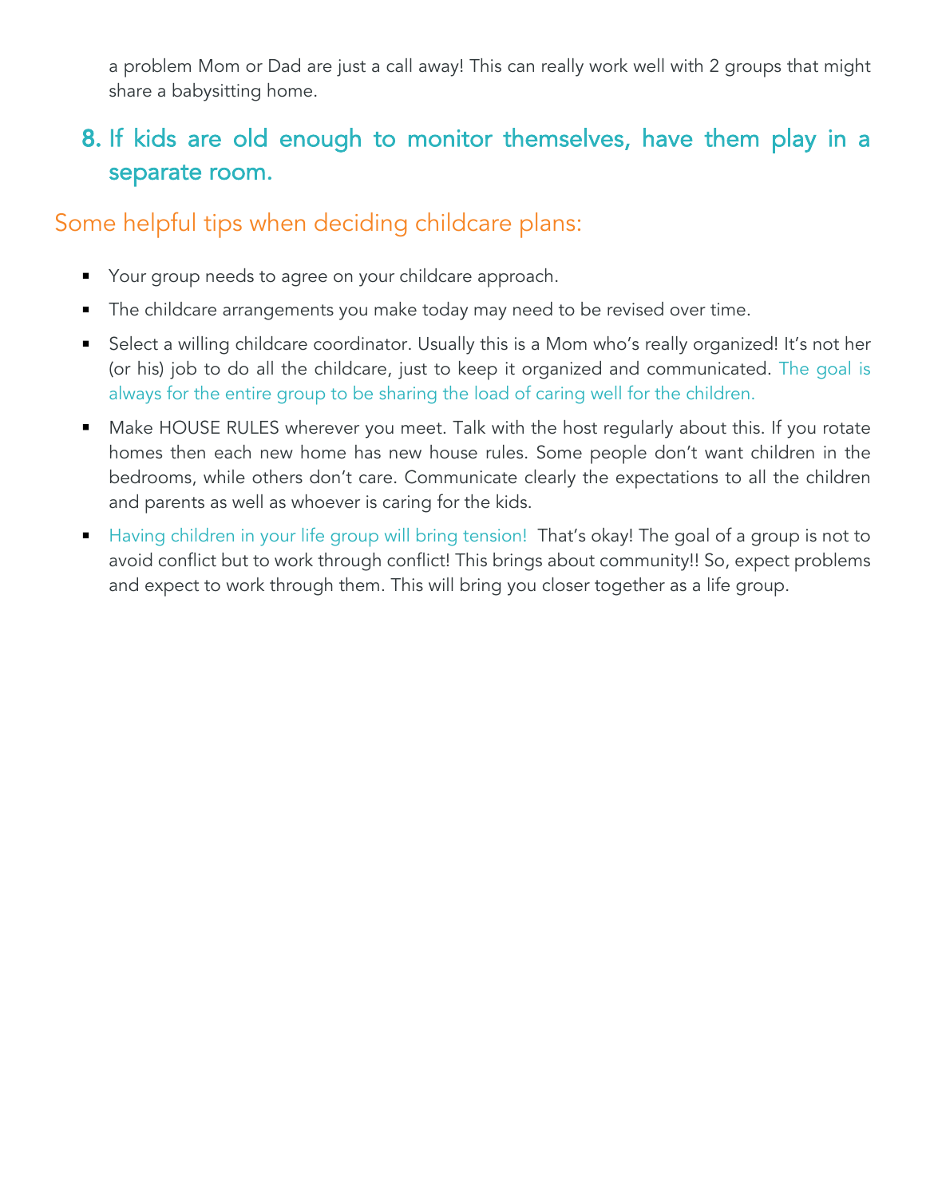a problem Mom or Dad are just a call away! This can really work well with 2 groups that might share a babysitting home.

8. If kids are old enough to monitor themselves, have them play in a separate room.

## Some helpful tips when deciding childcare plans:

- Your group needs to agree on your childcare approach.
- The childcare arrangements you make today may need to be revised over time.
- Select a willing childcare coordinator. Usually this is a Mom who's really organized! It's not her (or his) job to do all the childcare, just to keep it organized and communicated. The goal is always for the entire group to be sharing the load of caring well for the children.
- Make HOUSE RULES wherever you meet. Talk with the host regularly about this. If you rotate homes then each new home has new house rules. Some people don't want children in the bedrooms, while others don't care. Communicate clearly the expectations to all the children and parents as well as whoever is caring for the kids.
- Having children in your life group will bring tension! That's okay! The goal of a group is not to avoid conflict but to work through conflict! This brings about community!! So, expect problems and expect to work through them. This will bring you closer together as a life group.